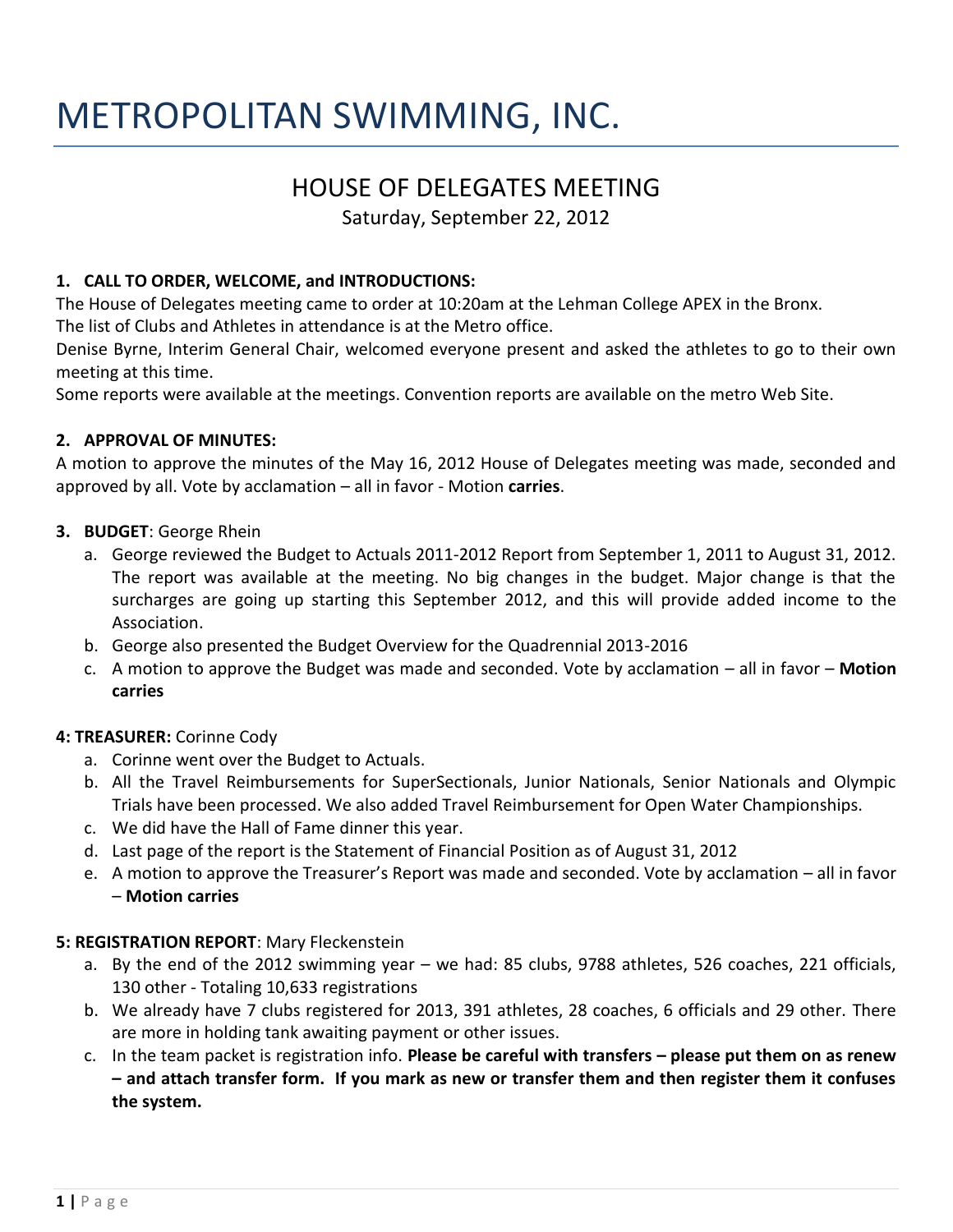# METROPOLITAN SWIMMING, INC.

## HOUSE OF DELEGATES MEETING

Saturday, September 22, 2012

### 1. CALL TO ORDER, WELCOME, and INTRODUCTIONS:

The House of Delegates meeting came to order at 10:20am at the Lehman College APEX in the Bronx.
The list of Clubs and Athletes in attendance is at the Metro office.
Denise Byrne, Interim General Chair, welcomed everyone present and asked the athletes to go to their own meeting at this time.
Some reports were available at the meetings. Convention reports are available on the metro Web Site.

### 2. APPROVAL OF MINUTES:

A motion to approve the minutes of the May 16, 2012 House of Delegates meeting was made, seconded and approved by all. Vote by acclamation – all in favor - Motion **carries**.

### 3. BUDGET: George Rhein

a. George reviewed the Budget to Actuals 2011-2012 Report from September 1, 2011 to August 31, 2012. The report was available at the meeting. No big changes in the budget. Major change is that the surcharges are going up starting this September 2012, and this will provide added income to the Association.
b. George also presented the Budget Overview for the Quadrennial 2013-2016
c. A motion to approve the Budget was made and seconded. Vote by acclamation – all in favor – **Motion carries**

### 4: TREASURER: Corinne Cody

a. Corinne went over the Budget to Actuals.
b. All the Travel Reimbursements for SuperSectionals, Junior Nationals, Senior Nationals and Olympic Trials have been processed. We also added Travel Reimbursement for Open Water Championships.
c. We did have the Hall of Fame dinner this year.
d. Last page of the report is the Statement of Financial Position as of August 31, 2012
e. A motion to approve the Treasurer's Report was made and seconded. Vote by acclamation – all in favor – **Motion carries**

### 5: REGISTRATION REPORT: Mary Fleckenstein

a. By the end of the 2012 swimming year – we had: 85 clubs, 9788 athletes, 526 coaches, 221 officials, 130 other - Totaling 10,633 registrations
b. We already have 7 clubs registered for 2013, 391 athletes, 28 coaches, 6 officials and 29 other. There are more in holding tank awaiting payment or other issues.
c. In the team packet is registration info. **Please be careful with transfers – please put them on as renew – and attach transfer form. If you mark as new or transfer them and then register them it confuses the system.**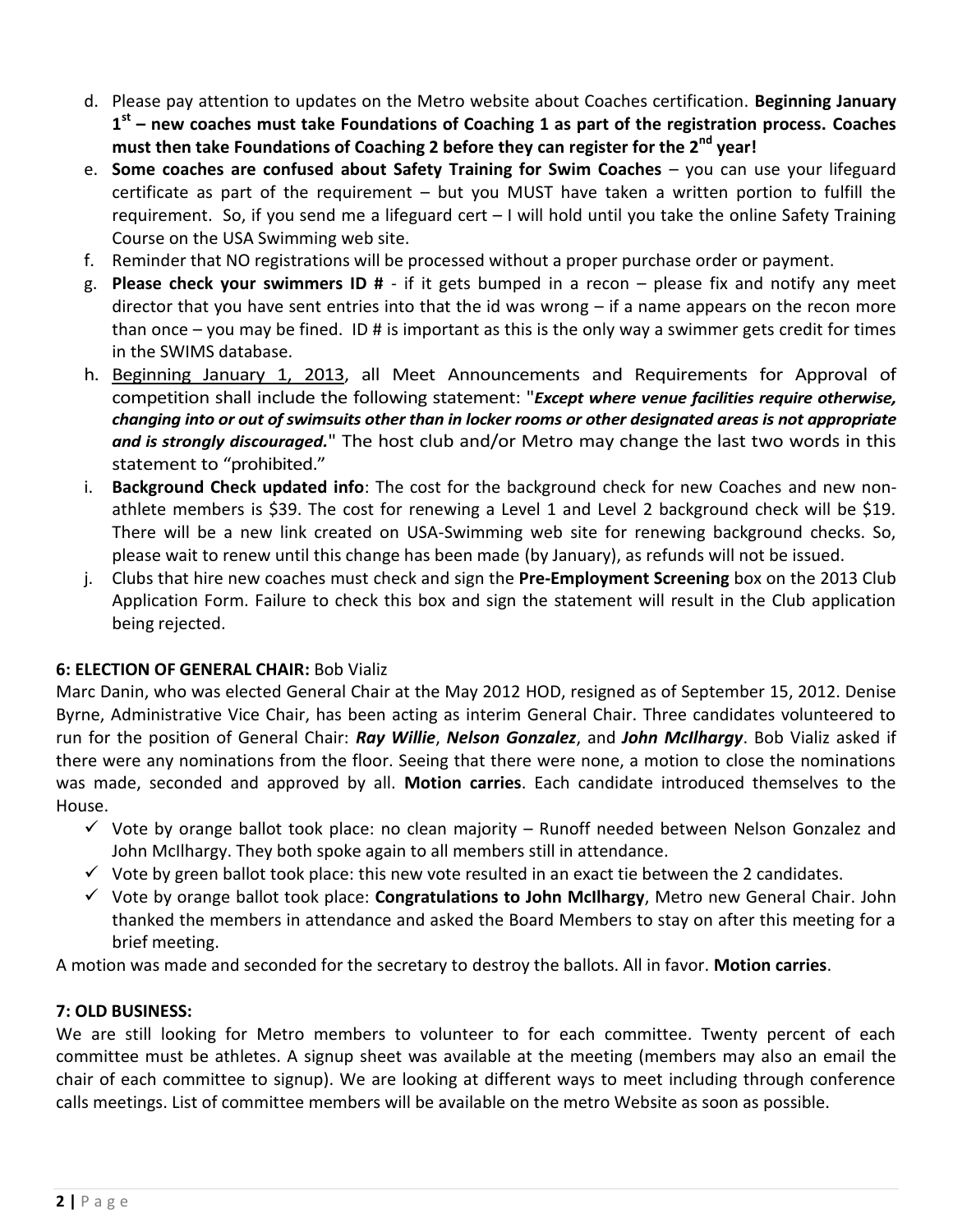d. Please pay attention to updates on the Metro website about Coaches certification. **Beginning January 1st – new coaches must take Foundations of Coaching 1 as part of the registration process. Coaches must then take Foundations of Coaching 2 before they can register for the 2nd year!**

e. **Some coaches are confused about Safety Training for Swim Coaches** – you can use your lifeguard certificate as part of the requirement – but you MUST have taken a written portion to fulfill the requirement. So, if you send me a lifeguard cert – I will hold until you take the online Safety Training Course on the USA Swimming web site.

f. Reminder that NO registrations will be processed without a proper purchase order or payment.

g. **Please check your swimmers ID #** - if it gets bumped in a recon – please fix and notify any meet director that you have sent entries into that the id was wrong – if a name appears on the recon more than once – you may be fined. ID # is important as this is the only way a swimmer gets credit for times in the SWIMS database.

h. Beginning January 1, 2013, all Meet Announcements and Requirements for Approval of competition shall include the following statement: "***Except where venue facilities require otherwise, changing into or out of swimsuits other than in locker rooms or other designated areas is not appropriate and is strongly discouraged.***" The host club and/or Metro may change the last two words in this statement to "prohibited."

i. **Background Check updated info**: The cost for the background check for new Coaches and new non-athlete members is $39. The cost for renewing a Level 1 and Level 2 background check will be $19. There will be a new link created on USA-Swimming web site for renewing background checks. So, please wait to renew until this change has been made (by January), as refunds will not be issued.

j. Clubs that hire new coaches must check and sign the **Pre-Employment Screening** box on the 2013 Club Application Form. Failure to check this box and sign the statement will result in the Club application being rejected.

**6: ELECTION OF GENERAL CHAIR:** Bob Vializ

Marc Danin, who was elected General Chair at the May 2012 HOD, resigned as of September 15, 2012. Denise Byrne, Administrative Vice Chair, has been acting as interim General Chair. Three candidates volunteered to run for the position of General Chair: ***Ray Willie***, ***Nelson Gonzalez***, and ***John McIlhargy***. Bob Vializ asked if there were any nominations from the floor. Seeing that there were none, a motion to close the nominations was made, seconded and approved by all. **Motion carries**. Each candidate introduced themselves to the House.

- ✓ Vote by orange ballot took place: no clean majority – Runoff needed between Nelson Gonzalez and John McIlhargy. They both spoke again to all members still in attendance.
- ✓ Vote by green ballot took place: this new vote resulted in an exact tie between the 2 candidates.
- ✓ Vote by orange ballot took place: **Congratulations to John McIlhargy**, Metro new General Chair. John thanked the members in attendance and asked the Board Members to stay on after this meeting for a brief meeting.

A motion was made and seconded for the secretary to destroy the ballots. All in favor. **Motion carries**.

**7: OLD BUSINESS:**

We are still looking for Metro members to volunteer to for each committee. Twenty percent of each committee must be athletes. A signup sheet was available at the meeting (members may also an email the chair of each committee to signup). We are looking at different ways to meet including through conference calls meetings. List of committee members will be available on the metro Website as soon as possible.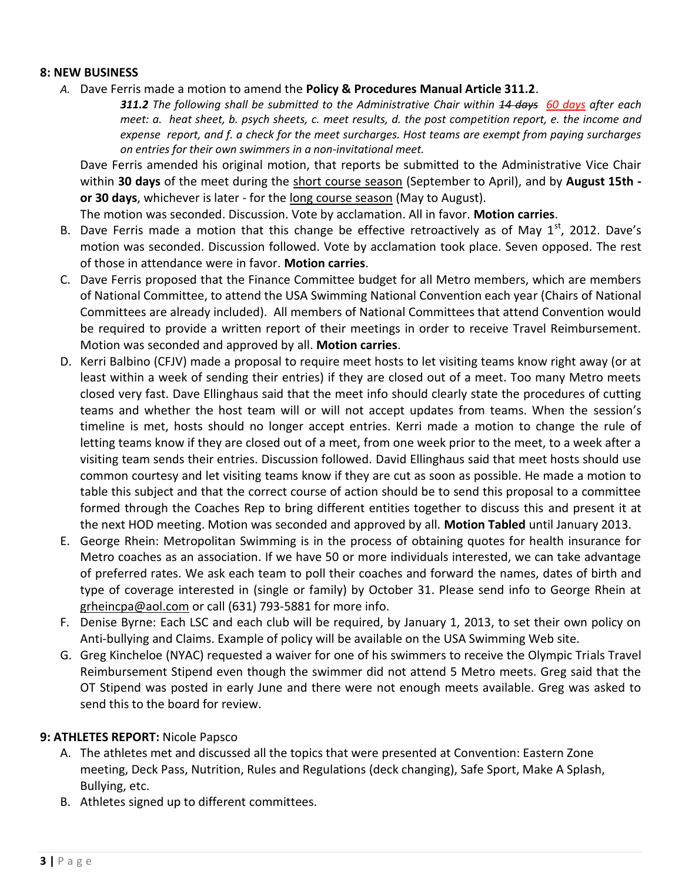## 8: NEW BUSINESS

A. Dave Ferris made a motion to amend the **Policy & Procedures Manual Article 311.2**.

   ***311.2*** *The following shall be submitted to the Administrative Chair within ~~14 days~~ 60 days after each meet: a. heat sheet, b. psych sheets, c. meet results, d. the post competition report, e. the income and expense report, and f. a check for the meet surcharges. Host teams are exempt from paying surcharges on entries for their own swimmers in a non-invitational meet.*

   Dave Ferris amended his original motion, that reports be submitted to the Administrative Vice Chair within **30 days** of the meet during the short course season (September to April), and by **August 15th - or 30 days**, whichever is later - for the long course season (May to August).

   The motion was seconded. Discussion. Vote by acclamation. All in favor. **Motion carries**.

B. Dave Ferris made a motion that this change be effective retroactively as of May 1st, 2012. Dave's motion was seconded. Discussion followed. Vote by acclamation took place. Seven opposed. The rest of those in attendance were in favor. **Motion carries**.

C. Dave Ferris proposed that the Finance Committee budget for all Metro members, which are members of National Committee, to attend the USA Swimming National Convention each year (Chairs of National Committees are already included). All members of National Committees that attend Convention would be required to provide a written report of their meetings in order to receive Travel Reimbursement. Motion was seconded and approved by all. **Motion carries**.

D. Kerri Balbino (CFJV) made a proposal to require meet hosts to let visiting teams know right away (or at least within a week of sending their entries) if they are closed out of a meet. Too many Metro meets closed very fast. Dave Ellinghaus said that the meet info should clearly state the procedures of cutting teams and whether the host team will or will not accept updates from teams. When the session's timeline is met, hosts should no longer accept entries. Kerri made a motion to change the rule of letting teams know if they are closed out of a meet, from one week prior to the meet, to a week after a visiting team sends their entries. Discussion followed. David Ellinghaus said that meet hosts should use common courtesy and let visiting teams know if they are cut as soon as possible. He made a motion to table this subject and that the correct course of action should be to send this proposal to a committee formed through the Coaches Rep to bring different entities together to discuss this and present it at the next HOD meeting. Motion was seconded and approved by all. **Motion Tabled** until January 2013.

E. George Rhein: Metropolitan Swimming is in the process of obtaining quotes for health insurance for Metro coaches as an association. If we have 50 or more individuals interested, we can take advantage of preferred rates. We ask each team to poll their coaches and forward the names, dates of birth and type of coverage interested in (single or family) by October 31. Please send info to George Rhein at grheincpa@aol.com or call (631) 793-5881 for more info.

F. Denise Byrne: Each LSC and each club will be required, by January 1, 2013, to set their own policy on Anti-bullying and Claims. Example of policy will be available on the USA Swimming Web site.

G. Greg Kincheloe (NYAC) requested a waiver for one of his swimmers to receive the Olympic Trials Travel Reimbursement Stipend even though the swimmer did not attend 5 Metro meets. Greg said that the OT Stipend was posted in early June and there were not enough meets available. Greg was asked to send this to the board for review.

## 9: ATHLETES REPORT: Nicole Papsco

A. The athletes met and discussed all the topics that were presented at Convention: Eastern Zone meeting, Deck Pass, Nutrition, Rules and Regulations (deck changing), Safe Sport, Make A Splash, Bullying, etc.

B. Athletes signed up to different committees.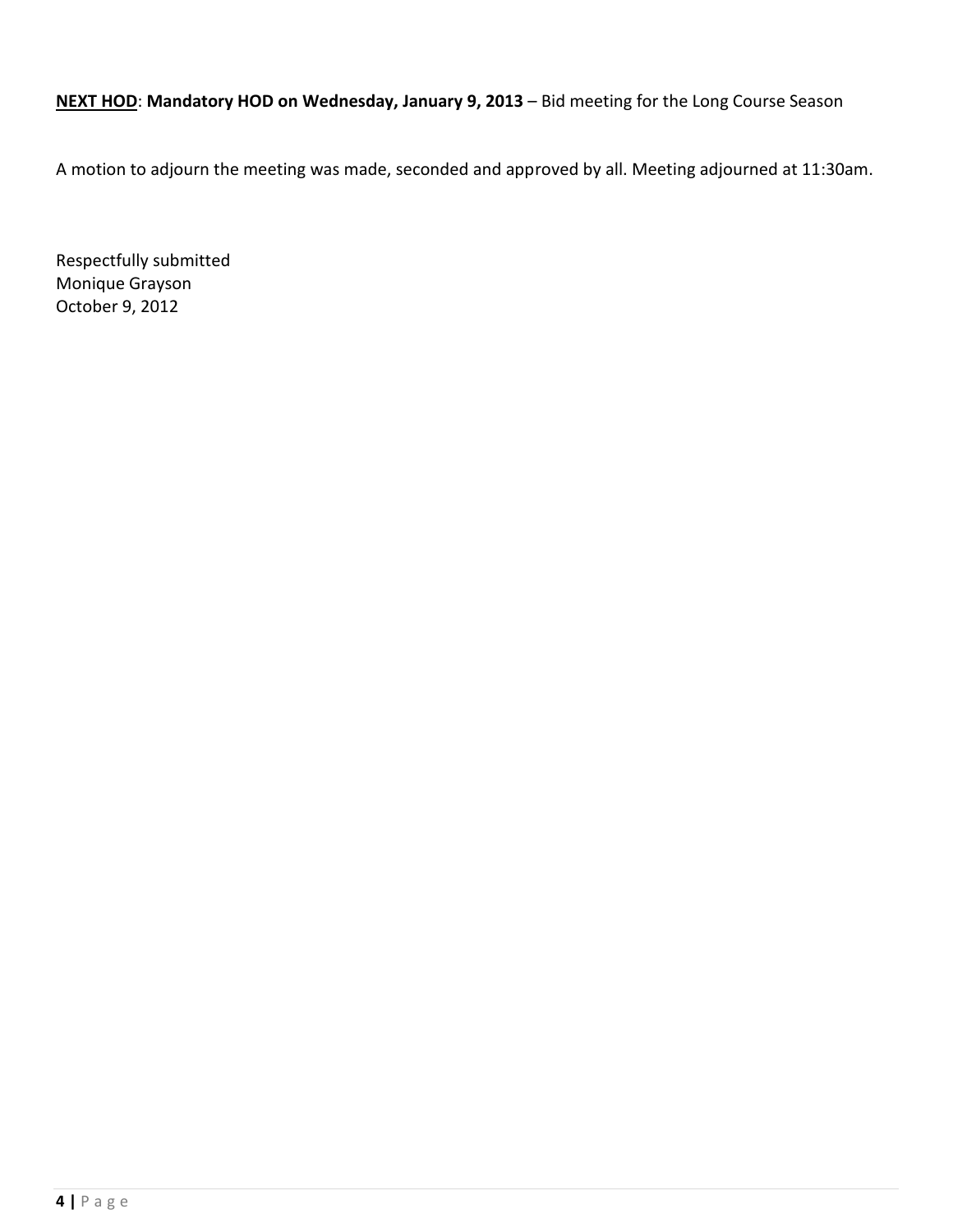**<u>NEXT HOD</u>**: **Mandatory HOD on Wednesday, January 9, 2013** – Bid meeting for the Long Course Season

A motion to adjourn the meeting was made, seconded and approved by all. Meeting adjourned at 11:30am.

Respectfully submitted
Monique Grayson
October 9, 2012